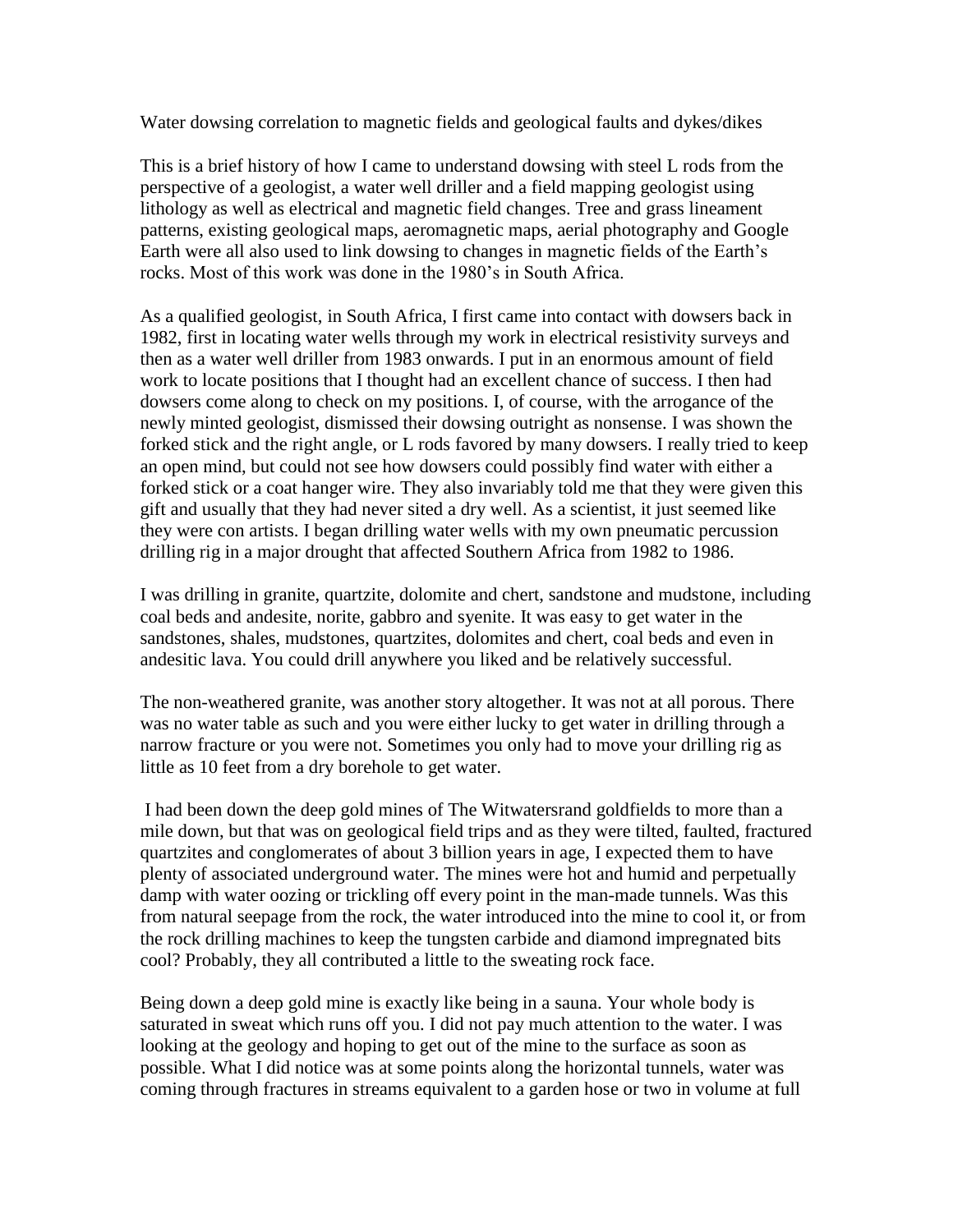Water dowsing correlation to magnetic fields and geological faults and dykes/dikes

This is a brief history of how I came to understand dowsing with steel L rods from the perspective of a geologist, a water well driller and a field mapping geologist using lithology as well as electrical and magnetic field changes. Tree and grass lineament patterns, existing geological maps, aeromagnetic maps, aerial photography and Google Earth were all also used to link dowsing to changes in magnetic fields of the Earth's rocks. Most of this work was done in the 1980's in South Africa.

As a qualified geologist, in South Africa, I first came into contact with dowsers back in 1982, first in locating water wells through my work in electrical resistivity surveys and then as a water well driller from 1983 onwards. I put in an enormous amount of field work to locate positions that I thought had an excellent chance of success. I then had dowsers come along to check on my positions. I, of course, with the arrogance of the newly minted geologist, dismissed their dowsing outright as nonsense. I was shown the forked stick and the right angle, or L rods favored by many dowsers. I really tried to keep an open mind, but could not see how dowsers could possibly find water with either a forked stick or a coat hanger wire. They also invariably told me that they were given this gift and usually that they had never sited a dry well. As a scientist, it just seemed like they were con artists. I began drilling water wells with my own pneumatic percussion drilling rig in a major drought that affected Southern Africa from 1982 to 1986.

I was drilling in granite, quartzite, dolomite and chert, sandstone and mudstone, including coal beds and andesite, norite, gabbro and syenite. It was easy to get water in the sandstones, shales, mudstones, quartzites, dolomites and chert, coal beds and even in andesitic lava. You could drill anywhere you liked and be relatively successful.

The non-weathered granite, was another story altogether. It was not at all porous. There was no water table as such and you were either lucky to get water in drilling through a narrow fracture or you were not. Sometimes you only had to move your drilling rig as little as 10 feet from a dry borehole to get water.

I had been down the deep gold mines of The Witwatersrand goldfields to more than a mile down, but that was on geological field trips and as they were tilted, faulted, fractured quartzites and conglomerates of about 3 billion years in age, I expected them to have plenty of associated underground water. The mines were hot and humid and perpetually damp with water oozing or trickling off every point in the man-made tunnels. Was this from natural seepage from the rock, the water introduced into the mine to cool it, or from the rock drilling machines to keep the tungsten carbide and diamond impregnated bits cool? Probably, they all contributed a little to the sweating rock face.

Being down a deep gold mine is exactly like being in a sauna. Your whole body is saturated in sweat which runs off you. I did not pay much attention to the water. I was looking at the geology and hoping to get out of the mine to the surface as soon as possible. What I did notice was at some points along the horizontal tunnels, water was coming through fractures in streams equivalent to a garden hose or two in volume at full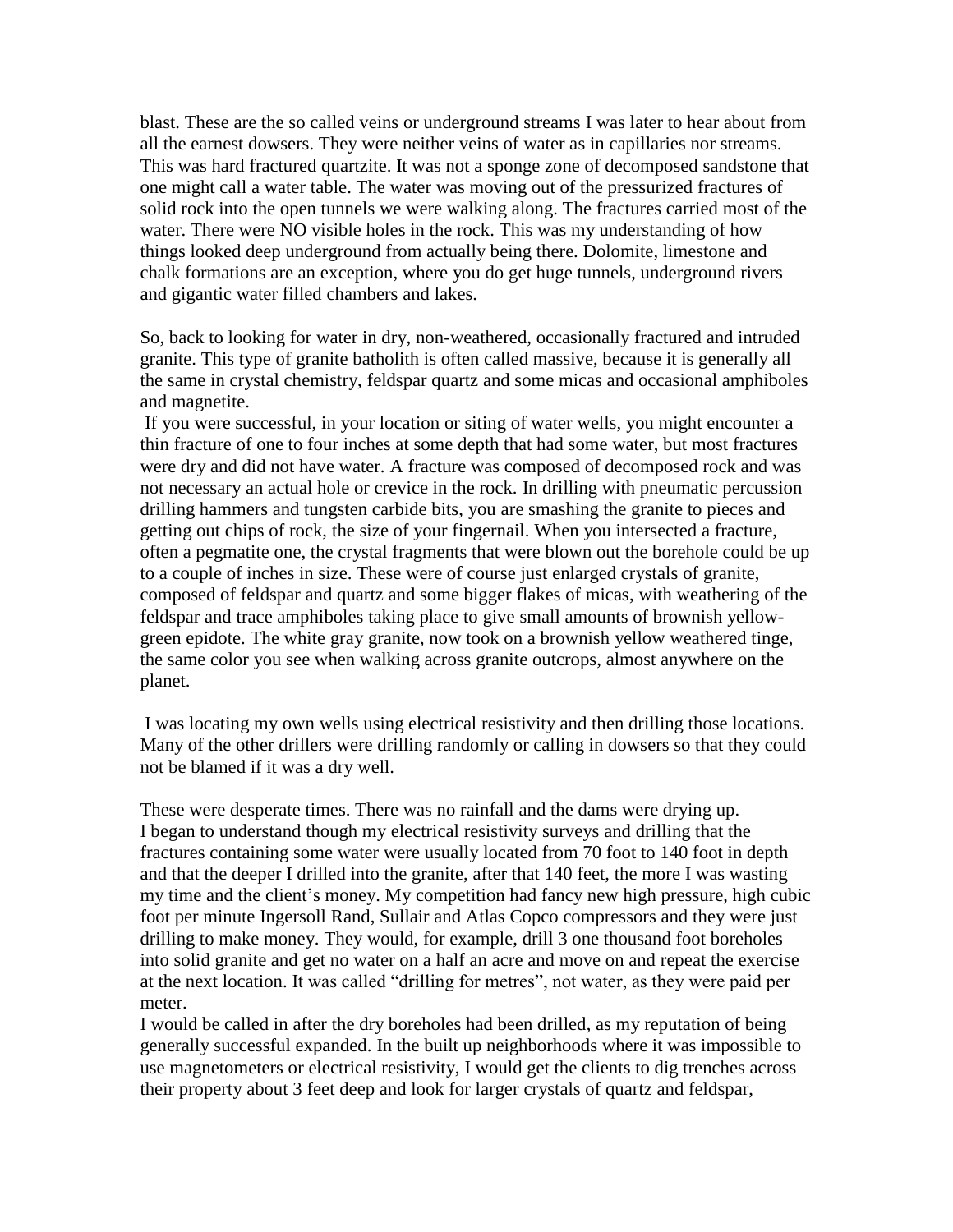blast. These are the so called veins or underground streams I was later to hear about from all the earnest dowsers. They were neither veins of water as in capillaries nor streams. This was hard fractured quartzite. It was not a sponge zone of decomposed sandstone that one might call a water table. The water was moving out of the pressurized fractures of solid rock into the open tunnels we were walking along. The fractures carried most of the water. There were NO visible holes in the rock. This was my understanding of how things looked deep underground from actually being there. Dolomite, limestone and chalk formations are an exception, where you do get huge tunnels, underground rivers and gigantic water filled chambers and lakes.

So, back to looking for water in dry, non-weathered, occasionally fractured and intruded granite. This type of granite batholith is often called massive, because it is generally all the same in crystal chemistry, feldspar quartz and some micas and occasional amphiboles and magnetite.

If you were successful, in your location or siting of water wells, you might encounter a thin fracture of one to four inches at some depth that had some water, but most fractures were dry and did not have water. A fracture was composed of decomposed rock and was not necessary an actual hole or crevice in the rock. In drilling with pneumatic percussion drilling hammers and tungsten carbide bits, you are smashing the granite to pieces and getting out chips of rock, the size of your fingernail. When you intersected a fracture, often a pegmatite one, the crystal fragments that were blown out the borehole could be up to a couple of inches in size. These were of course just enlarged crystals of granite, composed of feldspar and quartz and some bigger flakes of micas, with weathering of the feldspar and trace amphiboles taking place to give small amounts of brownish yellow-green epidote. The white gray granite, now took on a brownish yellow weathered tinge, the same color you see when walking across granite outcrops, almost anywhere on the planet.

I was locating my own wells using electrical resistivity and then drilling those locations. Many of the other drillers were drilling randomly or calling in dowsers so that they could not be blamed if it was a dry well.

These were desperate times. There was no rainfall and the dams were drying up.
I began to understand though my electrical resistivity surveys and drilling that the fractures containing some water were usually located from 70 foot to 140 foot in depth and that the deeper I drilled into the granite, after that 140 feet, the more I was wasting my time and the client's money. My competition had fancy new high pressure, high cubic foot per minute Ingersoll Rand, Sullair and Atlas Copco compressors and they were just drilling to make money. They would, for example, drill 3 one thousand foot boreholes into solid granite and get no water on a half an acre and move on and repeat the exercise at the next location. It was called "drilling for metres", not water, as they were paid per meter.
I would be called in after the dry boreholes had been drilled, as my reputation of being generally successful expanded. In the built up neighborhoods where it was impossible to use magnetometers or electrical resistivity, I would get the clients to dig trenches across their property about 3 feet deep and look for larger crystals of quartz and feldspar,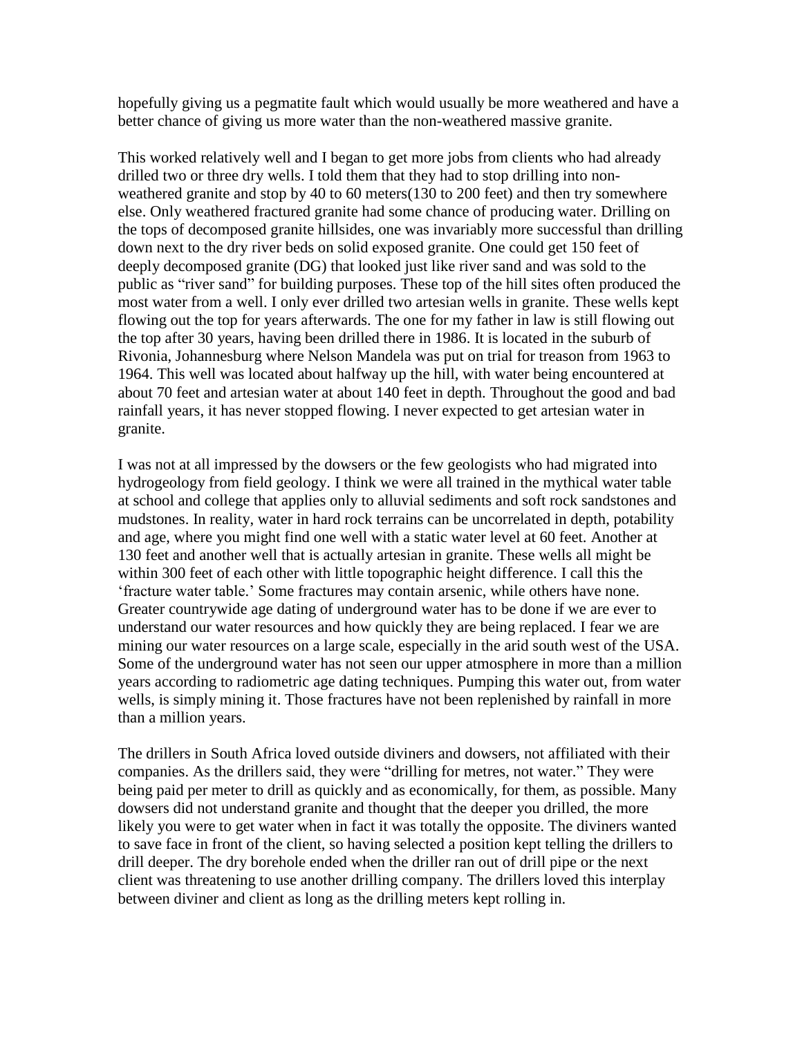hopefully giving us a pegmatite fault which would usually be more weathered and have a better chance of giving us more water than the non-weathered massive granite.

This worked relatively well and I began to get more jobs from clients who had already drilled two or three dry wells. I told them that they had to stop drilling into non-weathered granite and stop by 40 to 60 meters(130 to 200 feet) and then try somewhere else. Only weathered fractured granite had some chance of producing water. Drilling on the tops of decomposed granite hillsides, one was invariably more successful than drilling down next to the dry river beds on solid exposed granite. One could get 150 feet of deeply decomposed granite (DG) that looked just like river sand and was sold to the public as "river sand" for building purposes. These top of the hill sites often produced the most water from a well. I only ever drilled two artesian wells in granite. These wells kept flowing out the top for years afterwards. The one for my father in law is still flowing out the top after 30 years, having been drilled there in 1986. It is located in the suburb of Rivonia, Johannesburg where Nelson Mandela was put on trial for treason from 1963 to 1964. This well was located about halfway up the hill, with water being encountered at about 70 feet and artesian water at about 140 feet in depth. Throughout the good and bad rainfall years, it has never stopped flowing. I never expected to get artesian water in granite.

I was not at all impressed by the dowsers or the few geologists who had migrated into hydrogeology from field geology. I think we were all trained in the mythical water table at school and college that applies only to alluvial sediments and soft rock sandstones and mudstones. In reality, water in hard rock terrains can be uncorrelated in depth, potability and age, where you might find one well with a static water level at 60 feet. Another at 130 feet and another well that is actually artesian in granite. These wells all might be within 300 feet of each other with little topographic height difference. I call this the 'fracture water table.' Some fractures may contain arsenic, while others have none. Greater countrywide age dating of underground water has to be done if we are ever to understand our water resources and how quickly they are being replaced. I fear we are mining our water resources on a large scale, especially in the arid south west of the USA. Some of the underground water has not seen our upper atmosphere in more than a million years according to radiometric age dating techniques. Pumping this water out, from water wells, is simply mining it. Those fractures have not been replenished by rainfall in more than a million years.

The drillers in South Africa loved outside diviners and dowsers, not affiliated with their companies. As the drillers said, they were "drilling for metres, not water." They were being paid per meter to drill as quickly and as economically, for them, as possible. Many dowsers did not understand granite and thought that the deeper you drilled, the more likely you were to get water when in fact it was totally the opposite. The diviners wanted to save face in front of the client, so having selected a position kept telling the drillers to drill deeper. The dry borehole ended when the driller ran out of drill pipe or the next client was threatening to use another drilling company. The drillers loved this interplay between diviner and client as long as the drilling meters kept rolling in.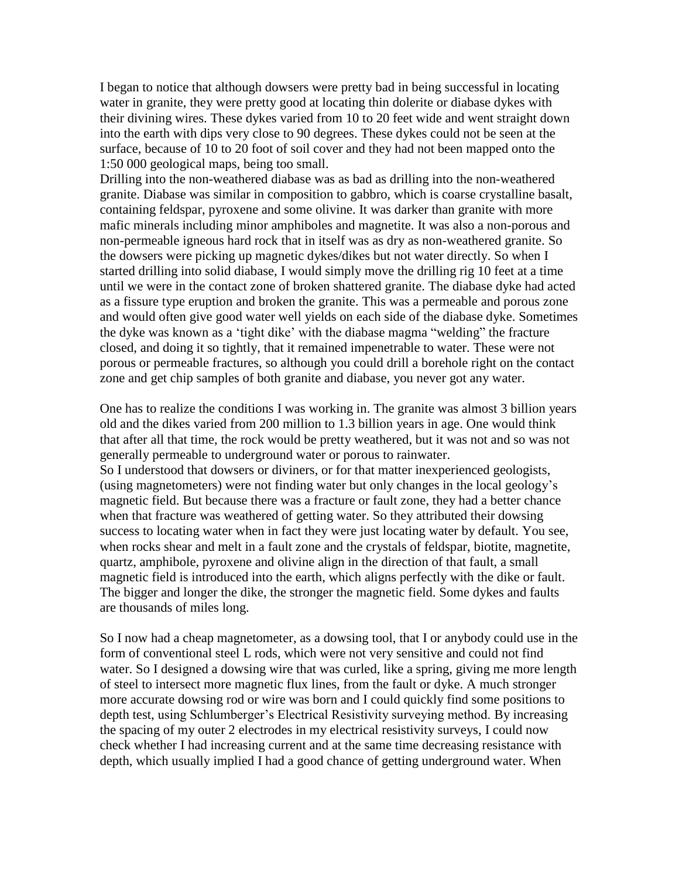I began to notice that although dowsers were pretty bad in being successful in locating water in granite, they were pretty good at locating thin dolerite or diabase dykes with their divining wires. These dykes varied from 10 to 20 feet wide and went straight down into the earth with dips very close to 90 degrees. These dykes could not be seen at the surface, because of 10 to 20 foot of soil cover and they had not been mapped onto the 1:50 000 geological maps, being too small.

Drilling into the non-weathered diabase was as bad as drilling into the non-weathered granite. Diabase was similar in composition to gabbro, which is coarse crystalline basalt, containing feldspar, pyroxene and some olivine. It was darker than granite with more mafic minerals including minor amphiboles and magnetite. It was also a non-porous and non-permeable igneous hard rock that in itself was as dry as non-weathered granite. So the dowsers were picking up magnetic dykes/dikes but not water directly. So when I started drilling into solid diabase, I would simply move the drilling rig 10 feet at a time until we were in the contact zone of broken shattered granite. The diabase dyke had acted as a fissure type eruption and broken the granite. This was a permeable and porous zone and would often give good water well yields on each side of the diabase dyke. Sometimes the dyke was known as a 'tight dike' with the diabase magma "welding" the fracture closed, and doing it so tightly, that it remained impenetrable to water. These were not porous or permeable fractures, so although you could drill a borehole right on the contact zone and get chip samples of both granite and diabase, you never got any water.

One has to realize the conditions I was working in. The granite was almost 3 billion years old and the dikes varied from 200 million to 1.3 billion years in age. One would think that after all that time, the rock would be pretty weathered, but it was not and so was not generally permeable to underground water or porous to rainwater.

So I understood that dowsers or diviners, or for that matter inexperienced geologists, (using magnetometers) were not finding water but only changes in the local geology's magnetic field. But because there was a fracture or fault zone, they had a better chance when that fracture was weathered of getting water. So they attributed their dowsing success to locating water when in fact they were just locating water by default. You see, when rocks shear and melt in a fault zone and the crystals of feldspar, biotite, magnetite, quartz, amphibole, pyroxene and olivine align in the direction of that fault, a small magnetic field is introduced into the earth, which aligns perfectly with the dike or fault. The bigger and longer the dike, the stronger the magnetic field. Some dykes and faults are thousands of miles long.

So I now had a cheap magnetometer, as a dowsing tool, that I or anybody could use in the form of conventional steel L rods, which were not very sensitive and could not find water. So I designed a dowsing wire that was curled, like a spring, giving me more length of steel to intersect more magnetic flux lines, from the fault or dyke. A much stronger more accurate dowsing rod or wire was born and I could quickly find some positions to depth test, using Schlumberger's Electrical Resistivity surveying method. By increasing the spacing of my outer 2 electrodes in my electrical resistivity surveys, I could now check whether I had increasing current and at the same time decreasing resistance with depth, which usually implied I had a good chance of getting underground water. When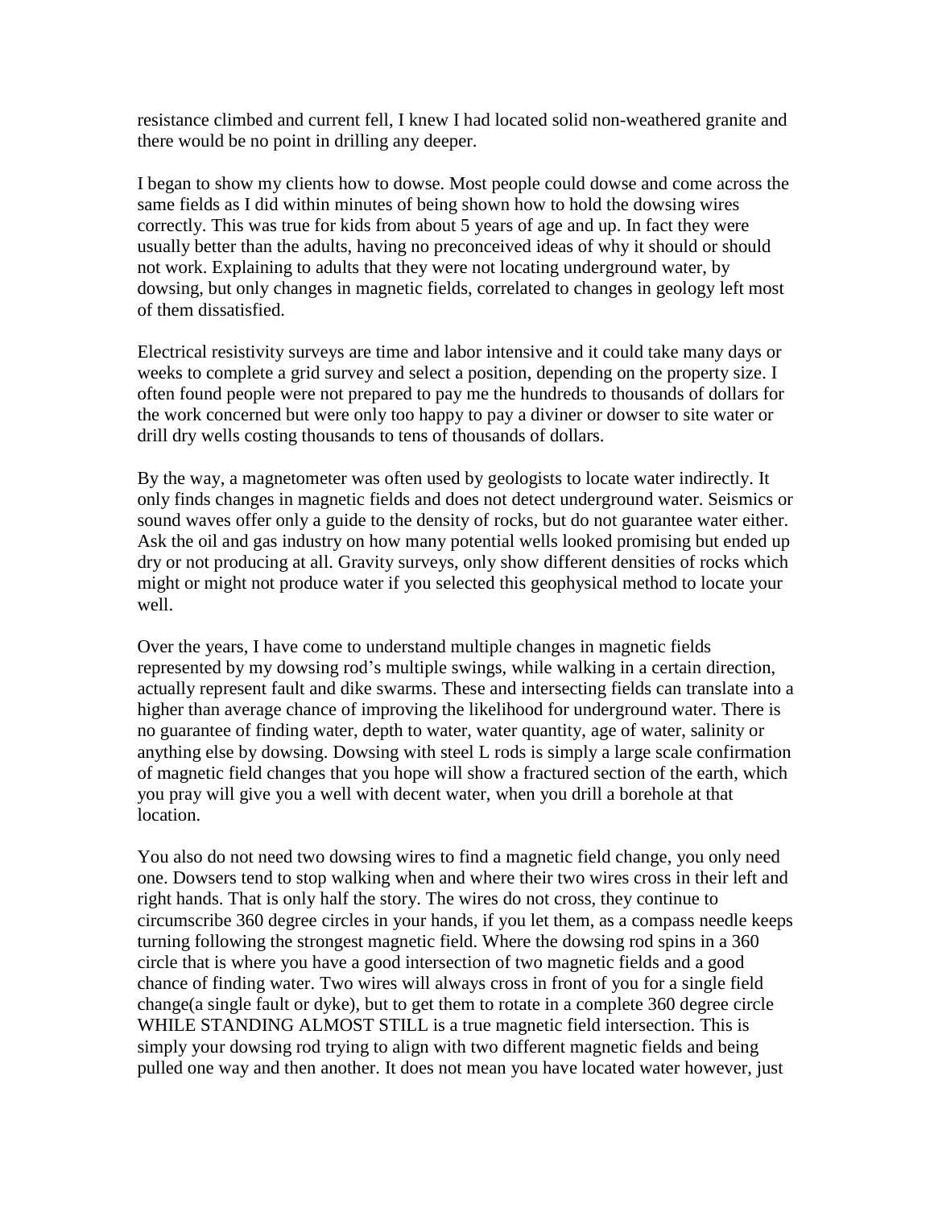resistance climbed and current fell, I knew I had located solid non-weathered granite and there would be no point in drilling any deeper.

I began to show my clients how to dowse. Most people could dowse and come across the same fields as I did within minutes of being shown how to hold the dowsing wires correctly. This was true for kids from about 5 years of age and up. In fact they were usually better than the adults, having no preconceived ideas of why it should or should not work. Explaining to adults that they were not locating underground water, by dowsing, but only changes in magnetic fields, correlated to changes in geology left most of them dissatisfied.

Electrical resistivity surveys are time and labor intensive and it could take many days or weeks to complete a grid survey and select a position, depending on the property size. I often found people were not prepared to pay me the hundreds to thousands of dollars for the work concerned but were only too happy to pay a diviner or dowser to site water or drill dry wells costing thousands to tens of thousands of dollars.

By the way, a magnetometer was often used by geologists to locate water indirectly. It only finds changes in magnetic fields and does not detect underground water. Seismics or sound waves offer only a guide to the density of rocks, but do not guarantee water either. Ask the oil and gas industry on how many potential wells looked promising but ended up dry or not producing at all. Gravity surveys, only show different densities of rocks which might or might not produce water if you selected this geophysical method to locate your well.

Over the years, I have come to understand multiple changes in magnetic fields represented by my dowsing rod's multiple swings, while walking in a certain direction, actually represent fault and dike swarms. These and intersecting fields can translate into a higher than average chance of improving the likelihood for underground water. There is no guarantee of finding water, depth to water, water quantity, age of water, salinity or anything else by dowsing. Dowsing with steel L rods is simply a large scale confirmation of magnetic field changes that you hope will show a fractured section of the earth, which you pray will give you a well with decent water, when you drill a borehole at that location.

You also do not need two dowsing wires to find a magnetic field change, you only need one. Dowsers tend to stop walking when and where their two wires cross in their left and right hands. That is only half the story. The wires do not cross, they continue to circumscribe 360 degree circles in your hands, if you let them, as a compass needle keeps turning following the strongest magnetic field. Where the dowsing rod spins in a 360 circle that is where you have a good intersection of two magnetic fields and a good chance of finding water. Two wires will always cross in front of you for a single field change(a single fault or dyke), but to get them to rotate in a complete 360 degree circle WHILE STANDING ALMOST STILL is a true magnetic field intersection. This is simply your dowsing rod trying to align with two different magnetic fields and being pulled one way and then another. It does not mean you have located water however, just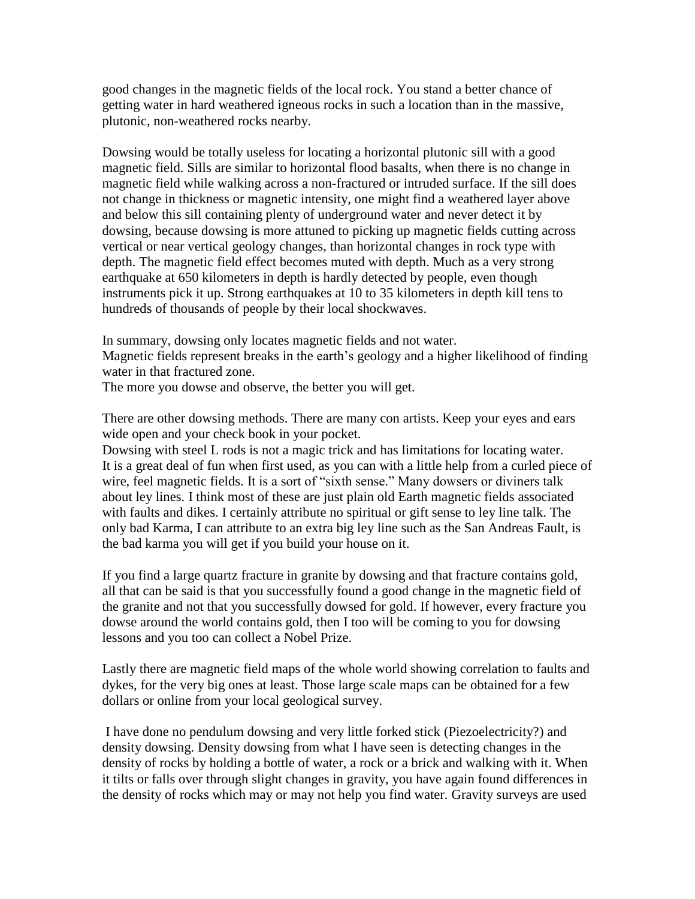good changes in the magnetic fields of the local rock. You stand a better chance of getting water in hard weathered igneous rocks in such a location than in the massive, plutonic, non-weathered rocks nearby.

Dowsing would be totally useless for locating a horizontal plutonic sill with a good magnetic field. Sills are similar to horizontal flood basalts, when there is no change in magnetic field while walking across a non-fractured or intruded surface. If the sill does not change in thickness or magnetic intensity, one might find a weathered layer above and below this sill containing plenty of underground water and never detect it by dowsing, because dowsing is more attuned to picking up magnetic fields cutting across vertical or near vertical geology changes, than horizontal changes in rock type with depth. The magnetic field effect becomes muted with depth. Much as a very strong earthquake at 650 kilometers in depth is hardly detected by people, even though instruments pick it up. Strong earthquakes at 10 to 35 kilometers in depth kill tens to hundreds of thousands of people by their local shockwaves.

In summary, dowsing only locates magnetic fields and not water.
Magnetic fields represent breaks in the earth's geology and a higher likelihood of finding water in that fractured zone.
The more you dowse and observe, the better you will get.

There are other dowsing methods. There are many con artists. Keep your eyes and ears wide open and your check book in your pocket.
Dowsing with steel L rods is not a magic trick and has limitations for locating water. It is a great deal of fun when first used, as you can with a little help from a curled piece of wire, feel magnetic fields. It is a sort of "sixth sense." Many dowsers or diviners talk about ley lines. I think most of these are just plain old Earth magnetic fields associated with faults and dikes. I certainly attribute no spiritual or gift sense to ley line talk. The only bad Karma, I can attribute to an extra big ley line such as the San Andreas Fault, is the bad karma you will get if you build your house on it.

If you find a large quartz fracture in granite by dowsing and that fracture contains gold, all that can be said is that you successfully found a good change in the magnetic field of the granite and not that you successfully dowsed for gold. If however, every fracture you dowse around the world contains gold, then I too will be coming to you for dowsing lessons and you too can collect a Nobel Prize.

Lastly there are magnetic field maps of the whole world showing correlation to faults and dykes, for the very big ones at least. Those large scale maps can be obtained for a few dollars or online from your local geological survey.

I have done no pendulum dowsing and very little forked stick (Piezoelectricity?) and density dowsing. Density dowsing from what I have seen is detecting changes in the density of rocks by holding a bottle of water, a rock or a brick and walking with it. When it tilts or falls over through slight changes in gravity, you have again found differences in the density of rocks which may or may not help you find water. Gravity surveys are used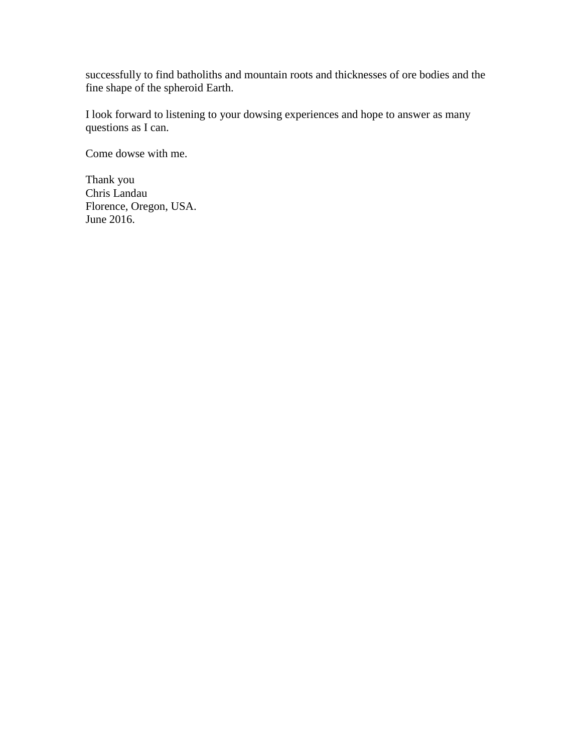successfully to find batholiths and mountain roots and thicknesses of ore bodies and the fine shape of the spheroid Earth.

I look forward to listening to your dowsing experiences and hope to answer as many questions as I can.

Come dowse with me.

Thank you  
Chris Landau  
Florence, Oregon, USA.  
June 2016.